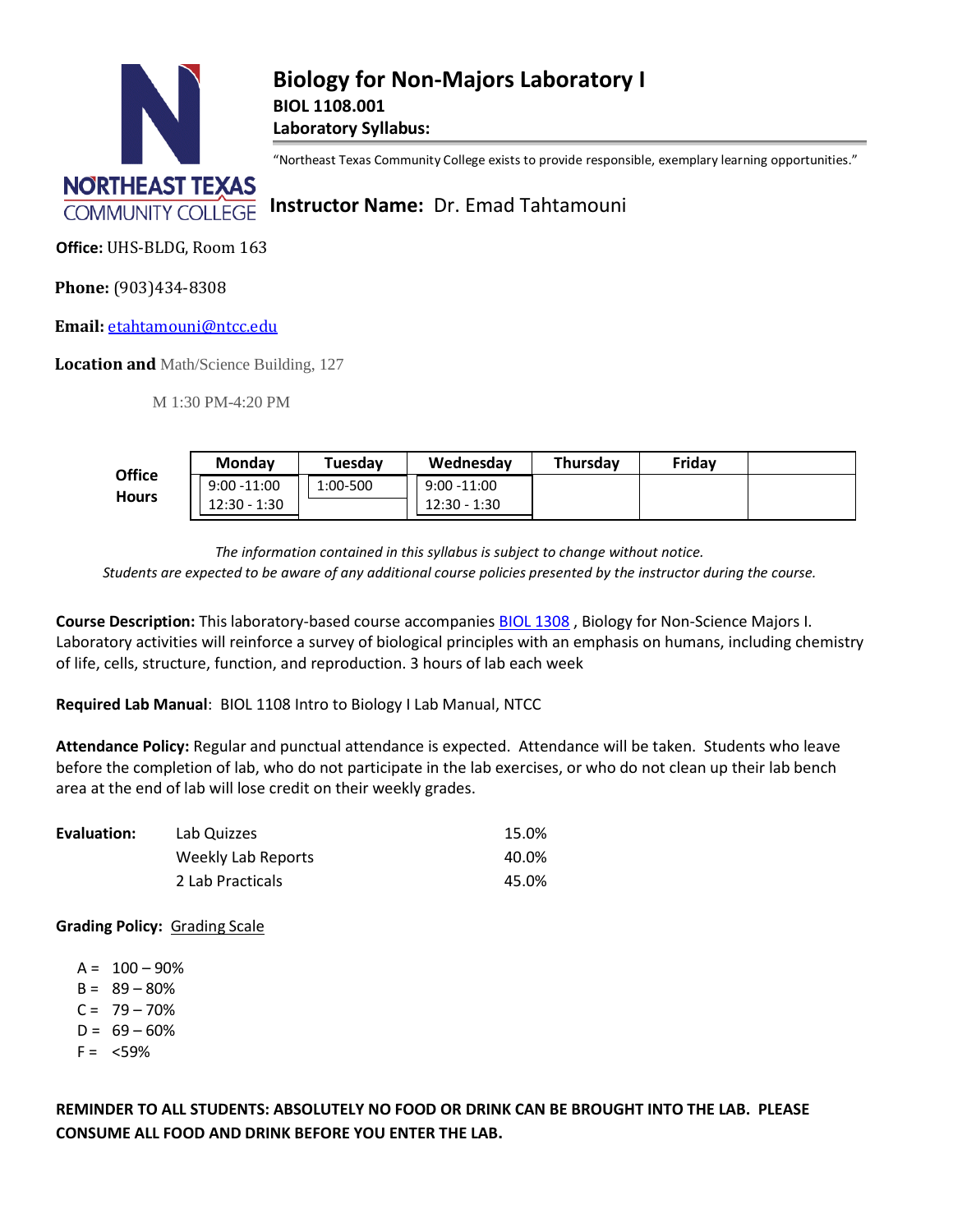# Biology for Non-Majors Laboratory I

**BIOL 1108.001**

**Laboratory Syllabus:**

"Northeast Texas Community College exists to provide responsible, exemplary learning opportunities."

## Instructor Name: Dr. Emad Tahtamouni

**Office:** UHS-BLDG, Room 163

**Phone:** (903)434-8308

**Email:** etahtamouni@ntcc.edu

**Location and** Math/Science Building, 127

M 1:30 PM-4:20 PM

| Office Hours | Monday | Tuesday | Wednesday | Thursday | Friday | |
|---|---|---|---|---|---|---|
| | 9:00 -11:00<br>12:30 - 1:30 | 1:00-500 | 9:00 -11:00<br>12:30 - 1:30 | | | |

*The information contained in this syllabus is subject to change without notice.*
*Students are expected to be aware of any additional course policies presented by the instructor during the course.*

**Course Description:** This laboratory-based course accompanies BIOL 1308 , Biology for Non-Science Majors I. Laboratory activities will reinforce a survey of biological principles with an emphasis on humans, including chemistry of life, cells, structure, function, and reproduction. 3 hours of lab each week

**Required Lab Manual**: BIOL 1108 Intro to Biology I Lab Manual, NTCC

**Attendance Policy:** Regular and punctual attendance is expected. Attendance will be taken. Students who leave before the completion of lab, who do not participate in the lab exercises, or who do not clean up their lab bench area at the end of lab will lose credit on their weekly grades.

| **Evaluation:** | | |
|---|---|---|
| | Lab Quizzes | 15.0% |
| | Weekly Lab Reports | 40.0% |
| | 2 Lab Practicals | 45.0% |

**Grading Policy:** Grading Scale

- A = 100 – 90%
- B = 89 – 80%
- C = 79 – 70%
- D = 69 – 60%
- F = <59%

**REMINDER TO ALL STUDENTS: ABSOLUTELY NO FOOD OR DRINK CAN BE BROUGHT INTO THE LAB. PLEASE CONSUME ALL FOOD AND DRINK BEFORE YOU ENTER THE LAB.**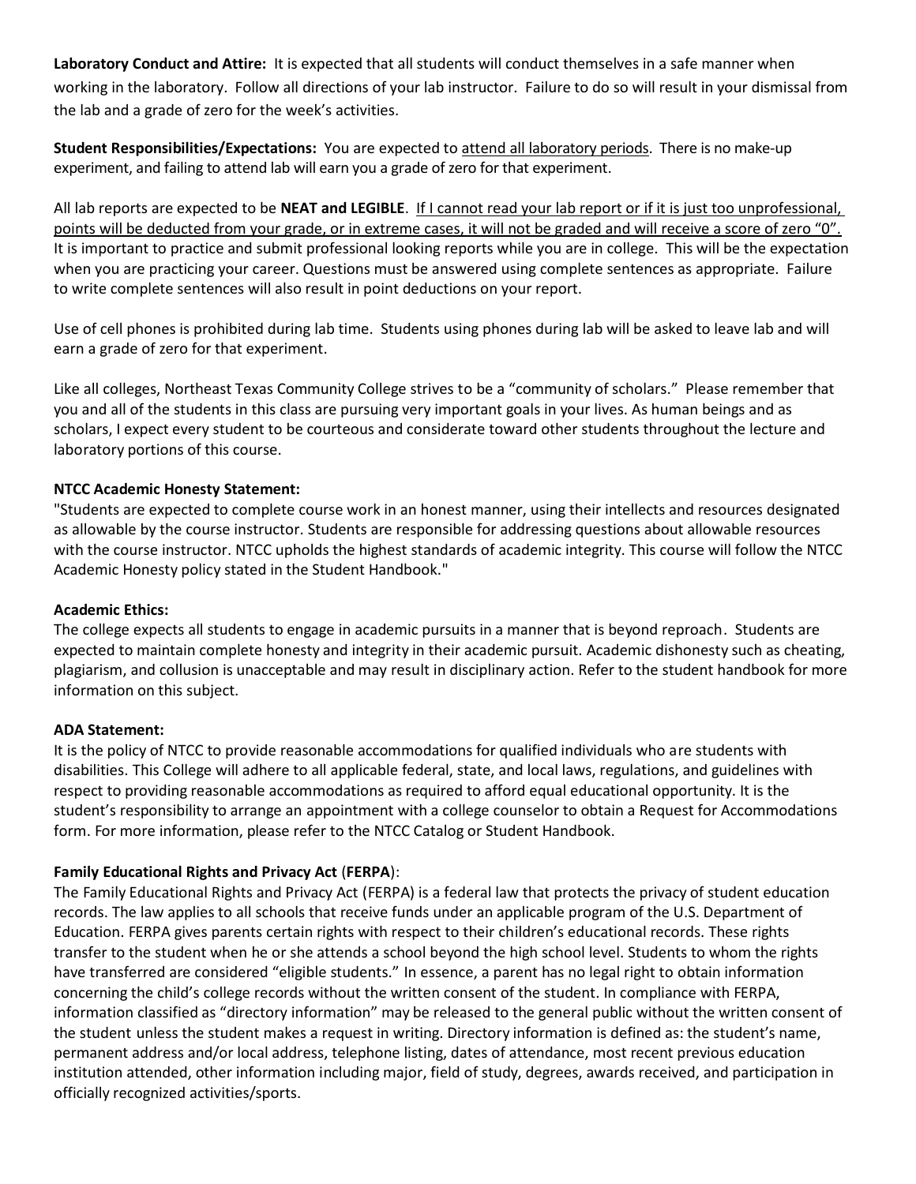**Laboratory Conduct and Attire:** It is expected that all students will conduct themselves in a safe manner when working in the laboratory. Follow all directions of your lab instructor. Failure to do so will result in your dismissal from the lab and a grade of zero for the week's activities.

**Student Responsibilities/Expectations:** You are expected to <u>attend all laboratory periods</u>. There is no make-up experiment, and failing to attend lab will earn you a grade of zero for that experiment.

All lab reports are expected to be **NEAT and LEGIBLE**. <u>If I cannot read your lab report or if it is just too unprofessional, points will be deducted from your grade, or in extreme cases, it will not be graded and will receive a score of zero "0".</u> It is important to practice and submit professional looking reports while you are in college. This will be the expectation when you are practicing your career. Questions must be answered using complete sentences as appropriate. Failure to write complete sentences will also result in point deductions on your report.

Use of cell phones is prohibited during lab time. Students using phones during lab will be asked to leave lab and will earn a grade of zero for that experiment.

Like all colleges, Northeast Texas Community College strives to be a "community of scholars." Please remember that you and all of the students in this class are pursuing very important goals in your lives. As human beings and as scholars, I expect every student to be courteous and considerate toward other students throughout the lecture and laboratory portions of this course.

**NTCC Academic Honesty Statement:**

"Students are expected to complete course work in an honest manner, using their intellects and resources designated as allowable by the course instructor. Students are responsible for addressing questions about allowable resources with the course instructor. NTCC upholds the highest standards of academic integrity. This course will follow the NTCC Academic Honesty policy stated in the Student Handbook."

**Academic Ethics:**

The college expects all students to engage in academic pursuits in a manner that is beyond reproach. Students are expected to maintain complete honesty and integrity in their academic pursuit. Academic dishonesty such as cheating, plagiarism, and collusion is unacceptable and may result in disciplinary action. Refer to the student handbook for more information on this subject.

**ADA Statement:**

It is the policy of NTCC to provide reasonable accommodations for qualified individuals who are students with disabilities. This College will adhere to all applicable federal, state, and local laws, regulations, and guidelines with respect to providing reasonable accommodations as required to afford equal educational opportunity. It is the student's responsibility to arrange an appointment with a college counselor to obtain a Request for Accommodations form. For more information, please refer to the NTCC Catalog or Student Handbook.

**Family Educational Rights and Privacy Act** (**FERPA**):

The Family Educational Rights and Privacy Act (FERPA) is a federal law that protects the privacy of student education records. The law applies to all schools that receive funds under an applicable program of the U.S. Department of Education. FERPA gives parents certain rights with respect to their children's educational records. These rights transfer to the student when he or she attends a school beyond the high school level. Students to whom the rights have transferred are considered "eligible students." In essence, a parent has no legal right to obtain information concerning the child's college records without the written consent of the student. In compliance with FERPA, information classified as "directory information" may be released to the general public without the written consent of the student unless the student makes a request in writing. Directory information is defined as: the student's name, permanent address and/or local address, telephone listing, dates of attendance, most recent previous education institution attended, other information including major, field of study, degrees, awards received, and participation in officially recognized activities/sports.